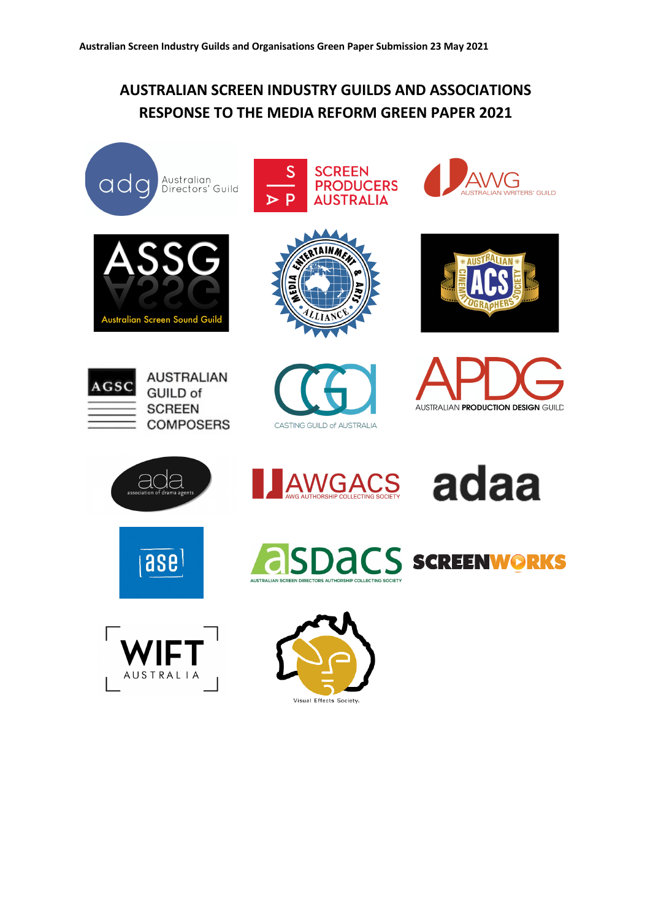# AUSTRALIAN SCREEN INDUSTRY GUILDS AND ASSOCIATIONS RESPONSE TO THE MEDIA REFORM GREEN PAPER 2021

adg Australian Directors' Guild

SCREEN PRODUCERS AUSTRALIA

AWG AUSTRALIAN WRITERS' GUILD

ASSG Australian Screen Sound Guild

MEDIA ENTERTAINMENT & ARTS ALLIANCE

AUSTRALIAN CINEMATOGRAPHERS SOCIETY ACS

AGSC AUSTRALIAN GUILD of SCREEN COMPOSERS

CASTING GUILD of AUSTRALIA

APDG AUSTRALIAN PRODUCTION DESIGN GUILD

ada association of drama agents

AWGACS AWG AUTHORSHIP COLLECTING SOCIETY

adaa

ase

asdacs AUSTRALIAN SCREEN DIRECTORS AUTHORSHIP COLLECTING SOCIETY

SCREENWORKS

WIFT AUSTRALIA

Visual Effects Society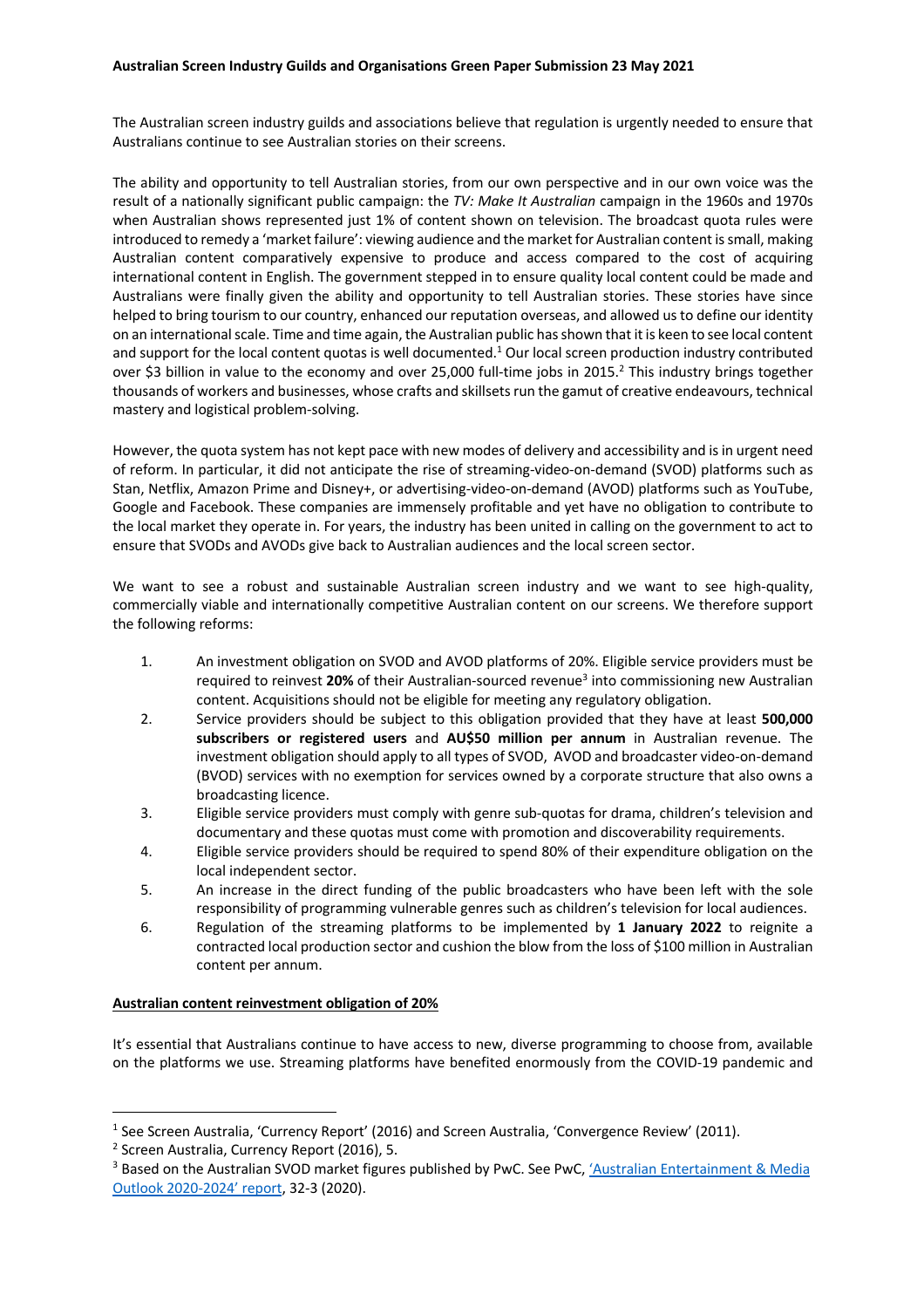**Australian Screen Industry Guilds and Organisations Green Paper Submission 23 May 2021**

The Australian screen industry guilds and associations believe that regulation is urgently needed to ensure that Australians continue to see Australian stories on their screens.

The ability and opportunity to tell Australian stories, from our own perspective and in our own voice was the result of a nationally significant public campaign: the *TV: Make It Australian* campaign in the 1960s and 1970s when Australian shows represented just 1% of content shown on television. The broadcast quota rules were introduced to remedy a 'market failure': viewing audience and the market for Australian content is small, making Australian content comparatively expensive to produce and access compared to the cost of acquiring international content in English. The government stepped in to ensure quality local content could be made and Australians were finally given the ability and opportunity to tell Australian stories. These stories have since helped to bring tourism to our country, enhanced our reputation overseas, and allowed us to define our identity on an international scale. Time and time again, the Australian public has shown that it is keen to see local content and support for the local content quotas is well documented.[1] Our local screen production industry contributed over $3 billion in value to the economy and over 25,000 full-time jobs in 2015.[2] This industry brings together thousands of workers and businesses, whose crafts and skillsets run the gamut of creative endeavours, technical mastery and logistical problem-solving.

However, the quota system has not kept pace with new modes of delivery and accessibility and is in urgent need of reform. In particular, it did not anticipate the rise of streaming-video-on-demand (SVOD) platforms such as Stan, Netflix, Amazon Prime and Disney+, or advertising-video-on-demand (AVOD) platforms such as YouTube, Google and Facebook. These companies are immensely profitable and yet have no obligation to contribute to the local market they operate in. For years, the industry has been united in calling on the government to act to ensure that SVODs and AVODs give back to Australian audiences and the local screen sector.

We want to see a robust and sustainable Australian screen industry and we want to see high-quality, commercially viable and internationally competitive Australian content on our screens. We therefore support the following reforms:

1. An investment obligation on SVOD and AVOD platforms of 20%. Eligible service providers must be required to reinvest **20%** of their Australian-sourced revenue[3] into commissioning new Australian content. Acquisitions should not be eligible for meeting any regulatory obligation.
2. Service providers should be subject to this obligation provided that they have at least **500,000 subscribers or registered users** and **AU$50 million per annum** in Australian revenue. The investment obligation should apply to all types of SVOD, AVOD and broadcaster video-on-demand (BVOD) services with no exemption for services owned by a corporate structure that also owns a broadcasting licence.
3. Eligible service providers must comply with genre sub-quotas for drama, children's television and documentary and these quotas must come with promotion and discoverability requirements.
4. Eligible service providers should be required to spend 80% of their expenditure obligation on the local independent sector.
5. An increase in the direct funding of the public broadcasters who have been left with the sole responsibility of programming vulnerable genres such as children's television for local audiences.
6. Regulation of the streaming platforms to be implemented by **1 January 2022** to reignite a contracted local production sector and cushion the blow from the loss of $100 million in Australian content per annum.

## Australian content reinvestment obligation of 20%

It's essential that Australians continue to have access to new, diverse programming to choose from, available on the platforms we use. Streaming platforms have benefited enormously from the COVID-19 pandemic and

---

[1] See Screen Australia, 'Currency Report' (2016) and Screen Australia, 'Convergence Review' (2011).

[2] Screen Australia, Currency Report (2016), 5.

[3] Based on the Australian SVOD market figures published by PwC. See PwC, 'Australian Entertainment & Media Outlook 2020-2024' report, 32-3 (2020).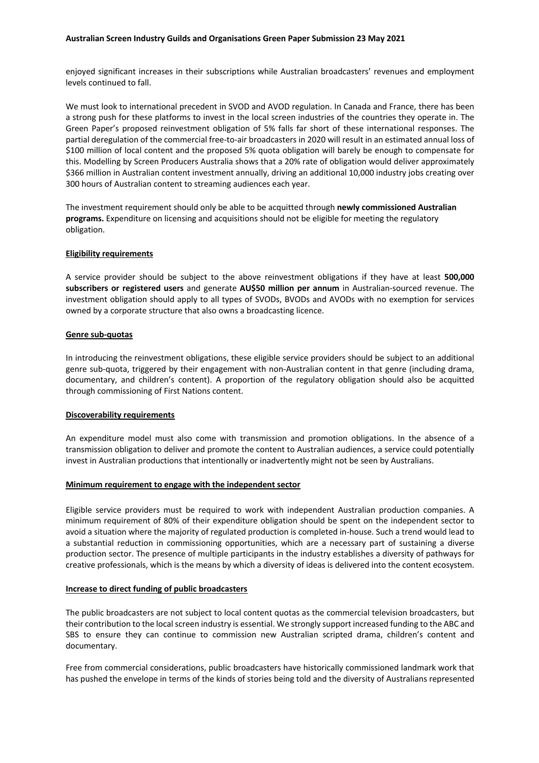enjoyed significant increases in their subscriptions while Australian broadcasters' revenues and employment levels continued to fall.

We must look to international precedent in SVOD and AVOD regulation. In Canada and France, there has been a strong push for these platforms to invest in the local screen industries of the countries they operate in. The Green Paper's proposed reinvestment obligation of 5% falls far short of these international responses. The partial deregulation of the commercial free-to-air broadcasters in 2020 will result in an estimated annual loss of $100 million of local content and the proposed 5% quota obligation will barely be enough to compensate for this. Modelling by Screen Producers Australia shows that a 20% rate of obligation would deliver approximately $366 million in Australian content investment annually, driving an additional 10,000 industry jobs creating over 300 hours of Australian content to streaming audiences each year.

The investment requirement should only be able to be acquitted through **newly commissioned Australian programs.** Expenditure on licensing and acquisitions should not be eligible for meeting the regulatory obligation.

## Eligibility requirements

A service provider should be subject to the above reinvestment obligations if they have at least **500,000 subscribers or registered users** and generate **AU$50 million per annum** in Australian-sourced revenue. The investment obligation should apply to all types of SVODs, BVODs and AVODs with no exemption for services owned by a corporate structure that also owns a broadcasting licence.

## Genre sub-quotas

In introducing the reinvestment obligations, these eligible service providers should be subject to an additional genre sub-quota, triggered by their engagement with non-Australian content in that genre (including drama, documentary, and children's content). A proportion of the regulatory obligation should also be acquitted through commissioning of First Nations content.

## Discoverability requirements

An expenditure model must also come with transmission and promotion obligations. In the absence of a transmission obligation to deliver and promote the content to Australian audiences, a service could potentially invest in Australian productions that intentionally or inadvertently might not be seen by Australians.

## Minimum requirement to engage with the independent sector

Eligible service providers must be required to work with independent Australian production companies. A minimum requirement of 80% of their expenditure obligation should be spent on the independent sector to avoid a situation where the majority of regulated production is completed in-house. Such a trend would lead to a substantial reduction in commissioning opportunities, which are a necessary part of sustaining a diverse production sector. The presence of multiple participants in the industry establishes a diversity of pathways for creative professionals, which is the means by which a diversity of ideas is delivered into the content ecosystem.

## Increase to direct funding of public broadcasters

The public broadcasters are not subject to local content quotas as the commercial television broadcasters, but their contribution to the local screen industry is essential. We strongly support increased funding to the ABC and SBS to ensure they can continue to commission new Australian scripted drama, children's content and documentary.

Free from commercial considerations, public broadcasters have historically commissioned landmark work that has pushed the envelope in terms of the kinds of stories being told and the diversity of Australians represented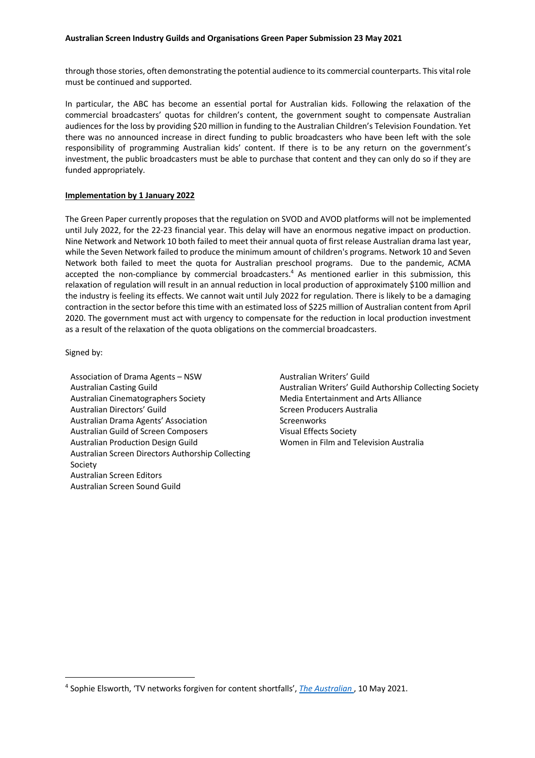through those stories, often demonstrating the potential audience to its commercial counterparts. This vital role must be continued and supported.

In particular, the ABC has become an essential portal for Australian kids. Following the relaxation of the commercial broadcasters' quotas for children's content, the government sought to compensate Australian audiences for the loss by providing $20 million in funding to the Australian Children's Television Foundation. Yet there was no announced increase in direct funding to public broadcasters who have been left with the sole responsibility of programming Australian kids' content. If there is to be any return on the government's investment, the public broadcasters must be able to purchase that content and they can only do so if they are funded appropriately.

**Implementation by 1 January 2022**

The Green Paper currently proposes that the regulation on SVOD and AVOD platforms will not be implemented until July 2022, for the 22-23 financial year. This delay will have an enormous negative impact on production. Nine Network and Network 10 both failed to meet their annual quota of first release Australian drama last year, while the Seven Network failed to produce the minimum amount of children's programs. Network 10 and Seven Network both failed to meet the quota for Australian preschool programs. Due to the pandemic, ACMA accepted the non-compliance by commercial broadcasters.[4] As mentioned earlier in this submission, this relaxation of regulation will result in an annual reduction in local production of approximately $100 million and the industry is feeling its effects. We cannot wait until July 2022 for regulation. There is likely to be a damaging contraction in the sector before this time with an estimated loss of $225 million of Australian content from April 2020. The government must act with urgency to compensate for the reduction in local production investment as a result of the relaxation of the quota obligations on the commercial broadcasters.

Signed by:

Association of Drama Agents – NSW
Australian Casting Guild
Australian Cinematographers Society
Australian Directors' Guild
Australian Drama Agents' Association
Australian Guild of Screen Composers
Australian Production Design Guild
Australian Screen Directors Authorship Collecting Society
Australian Screen Editors
Australian Screen Sound Guild
Australian Writers' Guild
Australian Writers' Guild Authorship Collecting Society
Media Entertainment and Arts Alliance
Screen Producers Australia
Screenworks
Visual Effects Society
Women in Film and Television Australia

[4] Sophie Elsworth, 'TV networks forgiven for content shortfalls', *The Australian*, 10 May 2021.